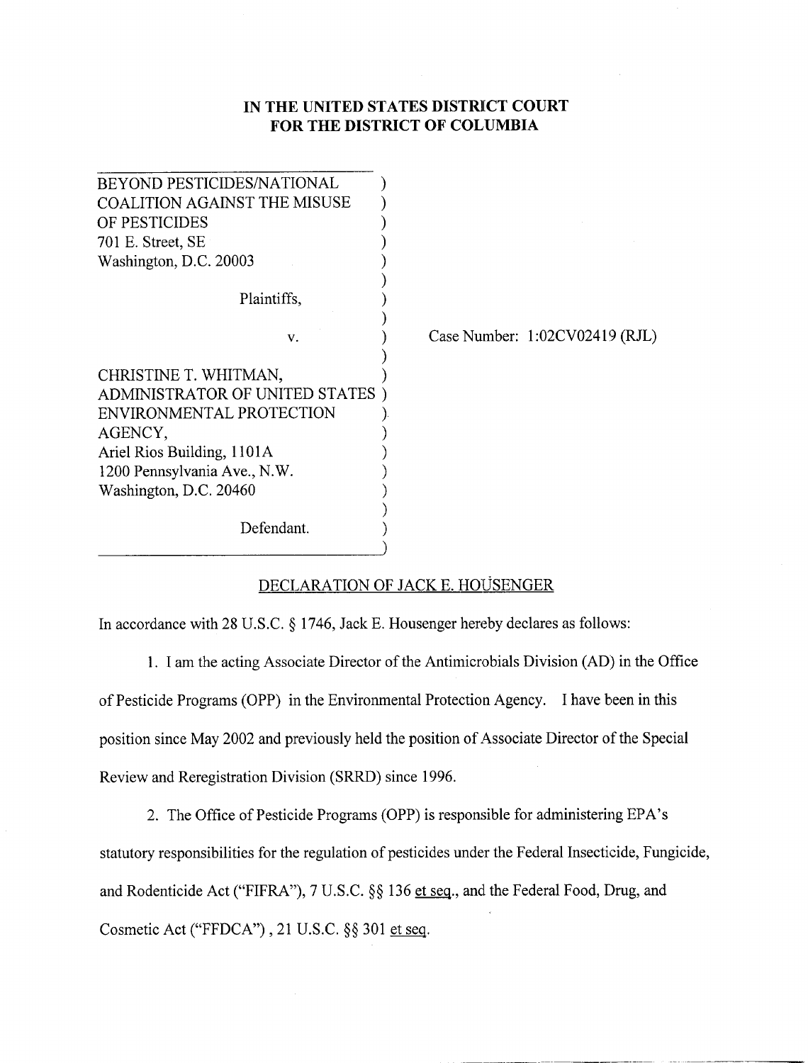# IN THE UNITED STATES DISTRICT COURT FOR THE DISTRICT OF COLUMBIA

BEYOND PESTICIDES/NATIONAL COALITION AGAINST THE MISUSE OF PESTICIDES
701 E. Street, SE
Washington, D.C. 20003

Plaintiffs,

v.

CHRISTINE T. WHITMAN, ADMINISTRATOR OF UNITED STATES ENVIRONMENTAL PROTECTION AGENCY,
Ariel Rios Building, 1101A
1200 Pennsylvania Ave., N.W.
Washington, D.C. 20460

Defendant.

Case Number: 1:02CV02419 (RJL)

## DECLARATION OF JACK E. HOUSENGER

In accordance with 28 U.S.C. § 1746, Jack E. Housenger hereby declares as follows:

1. I am the acting Associate Director of the Antimicrobials Division (AD) in the Office of Pesticide Programs (OPP) in the Environmental Protection Agency. I have been in this position since May 2002 and previously held the position of Associate Director of the Special Review and Reregistration Division (SRRD) since 1996.

2. The Office of Pesticide Programs (OPP) is responsible for administering EPA's statutory responsibilities for the regulation of pesticides under the Federal Insecticide, Fungicide, and Rodenticide Act ("FIFRA"), 7 U.S.C. §§ 136 et seq., and the Federal Food, Drug, and Cosmetic Act ("FFDCA"), 21 U.S.C. §§ 301 et seq.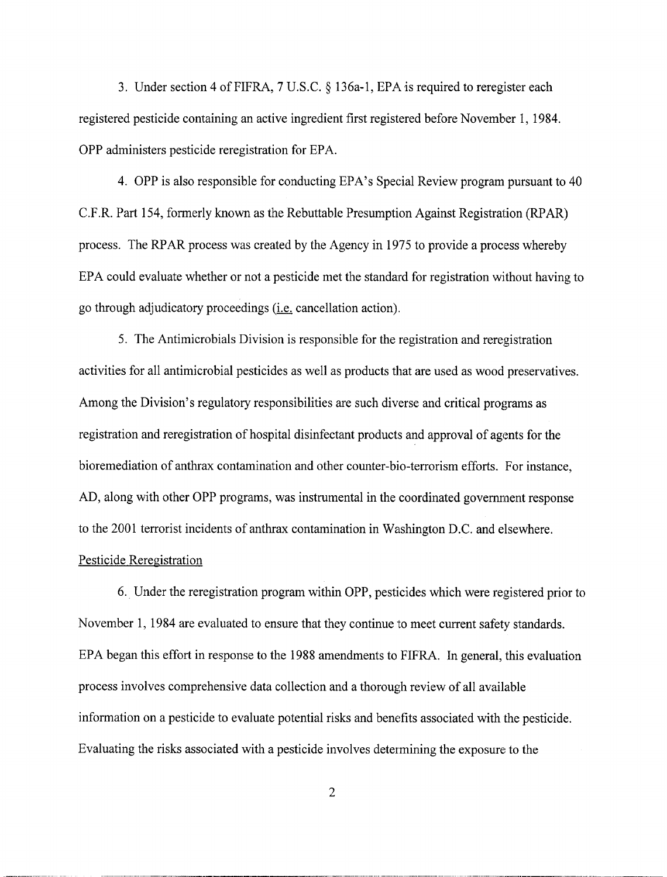3. Under section 4 of FIFRA, 7 U.S.C. § 136a-1, EPA is required to reregister each registered pesticide containing an active ingredient first registered before November 1, 1984. OPP administers pesticide reregistration for EPA.

4. OPP is also responsible for conducting EPA's Special Review program pursuant to 40 C.F.R. Part 154, formerly known as the Rebuttable Presumption Against Registration (RPAR) process. The RPAR process was created by the Agency in 1975 to provide a process whereby EPA could evaluate whether or not a pesticide met the standard for registration without having to go through adjudicatory proceedings (i.e. cancellation action).

5. The Antimicrobials Division is responsible for the registration and reregistration activities for all antimicrobial pesticides as well as products that are used as wood preservatives. Among the Division's regulatory responsibilities are such diverse and critical programs as registration and reregistration of hospital disinfectant products and approval of agents for the bioremediation of anthrax contamination and other counter-bio-terrorism efforts. For instance, AD, along with other OPP programs, was instrumental in the coordinated government response to the 2001 terrorist incidents of anthrax contamination in Washington D.C. and elsewhere.

Pesticide Reregistration

6. Under the reregistration program within OPP, pesticides which were registered prior to November 1, 1984 are evaluated to ensure that they continue to meet current safety standards. EPA began this effort in response to the 1988 amendments to FIFRA. In general, this evaluation process involves comprehensive data collection and a thorough review of all available information on a pesticide to evaluate potential risks and benefits associated with the pesticide. Evaluating the risks associated with a pesticide involves determining the exposure to the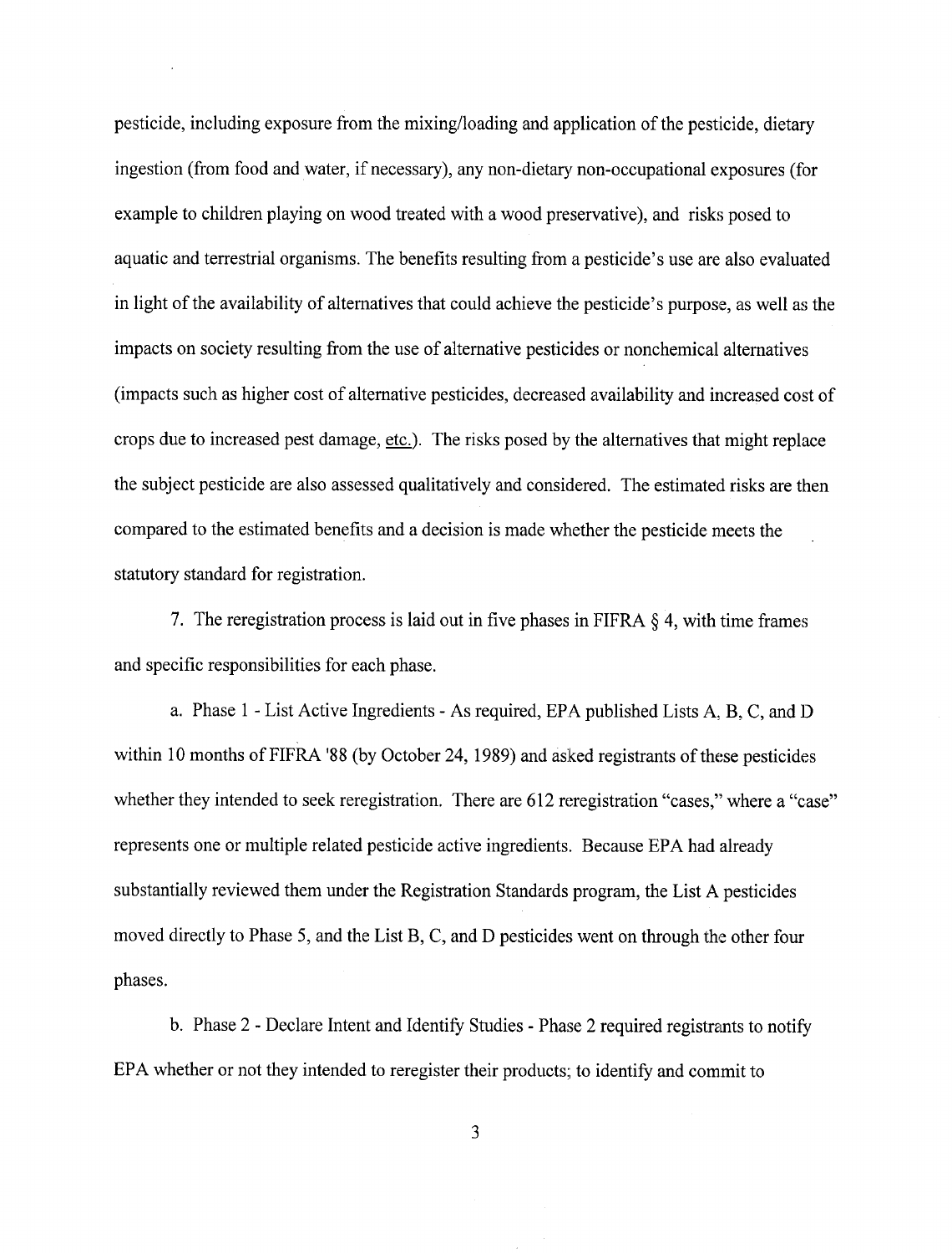pesticide, including exposure from the mixing/loading and application of the pesticide, dietary ingestion (from food and water, if necessary), any non-dietary non-occupational exposures (for example to children playing on wood treated with a wood preservative), and risks posed to aquatic and terrestrial organisms. The benefits resulting from a pesticide's use are also evaluated in light of the availability of alternatives that could achieve the pesticide's purpose, as well as the impacts on society resulting from the use of alternative pesticides or nonchemical alternatives (impacts such as higher cost of alternative pesticides, decreased availability and increased cost of crops due to increased pest damage, etc.). The risks posed by the alternatives that might replace the subject pesticide are also assessed qualitatively and considered. The estimated risks are then compared to the estimated benefits and a decision is made whether the pesticide meets the statutory standard for registration.

7. The reregistration process is laid out in five phases in FIFRA § 4, with time frames and specific responsibilities for each phase.

a. Phase 1 - List Active Ingredients - As required, EPA published Lists A, B, C, and D within 10 months of FIFRA '88 (by October 24, 1989) and asked registrants of these pesticides whether they intended to seek reregistration. There are 612 reregistration "cases," where a "case" represents one or multiple related pesticide active ingredients. Because EPA had already substantially reviewed them under the Registration Standards program, the List A pesticides moved directly to Phase 5, and the List B, C, and D pesticides went on through the other four phases.

b. Phase 2 - Declare Intent and Identify Studies - Phase 2 required registrants to notify EPA whether or not they intended to reregister their products; to identify and commit to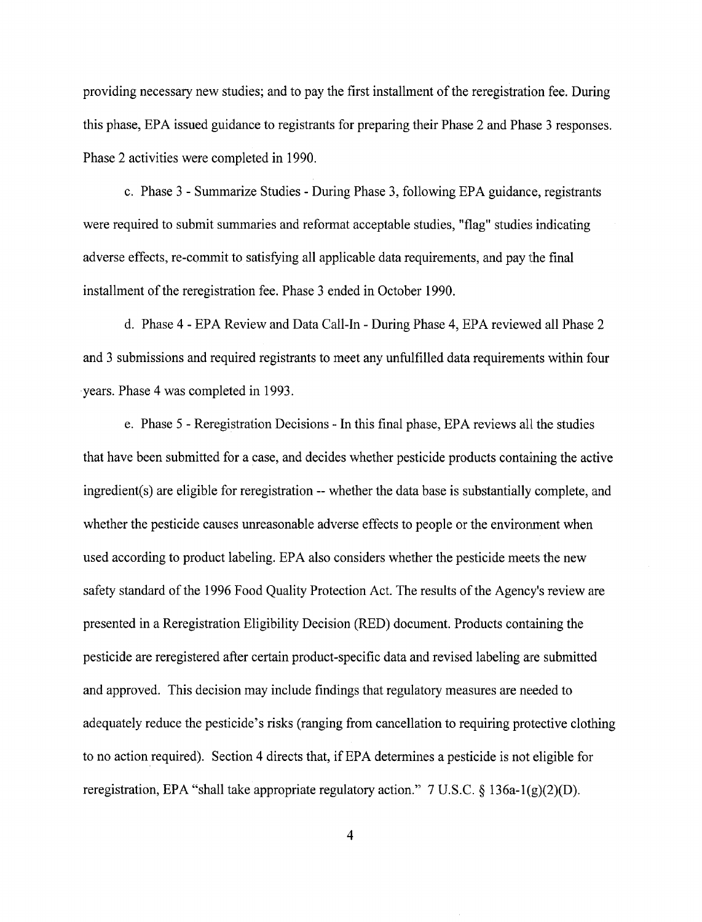providing necessary new studies; and to pay the first installment of the reregistration fee. During this phase, EPA issued guidance to registrants for preparing their Phase 2 and Phase 3 responses. Phase 2 activities were completed in 1990.

c. Phase 3 - Summarize Studies - During Phase 3, following EPA guidance, registrants were required to submit summaries and reformat acceptable studies, "flag" studies indicating adverse effects, re-commit to satisfying all applicable data requirements, and pay the final installment of the reregistration fee. Phase 3 ended in October 1990.

d. Phase 4 - EPA Review and Data Call-In - During Phase 4, EPA reviewed all Phase 2 and 3 submissions and required registrants to meet any unfulfilled data requirements within four years. Phase 4 was completed in 1993.

e. Phase 5 - Reregistration Decisions - In this final phase, EPA reviews all the studies that have been submitted for a case, and decides whether pesticide products containing the active ingredient(s) are eligible for reregistration -- whether the data base is substantially complete, and whether the pesticide causes unreasonable adverse effects to people or the environment when used according to product labeling. EPA also considers whether the pesticide meets the new safety standard of the 1996 Food Quality Protection Act. The results of the Agency's review are presented in a Reregistration Eligibility Decision (RED) document. Products containing the pesticide are reregistered after certain product-specific data and revised labeling are submitted and approved. This decision may include findings that regulatory measures are needed to adequately reduce the pesticide's risks (ranging from cancellation to requiring protective clothing to no action required). Section 4 directs that, if EPA determines a pesticide is not eligible for reregistration, EPA "shall take appropriate regulatory action." 7 U.S.C. § 136a-1(g)(2)(D).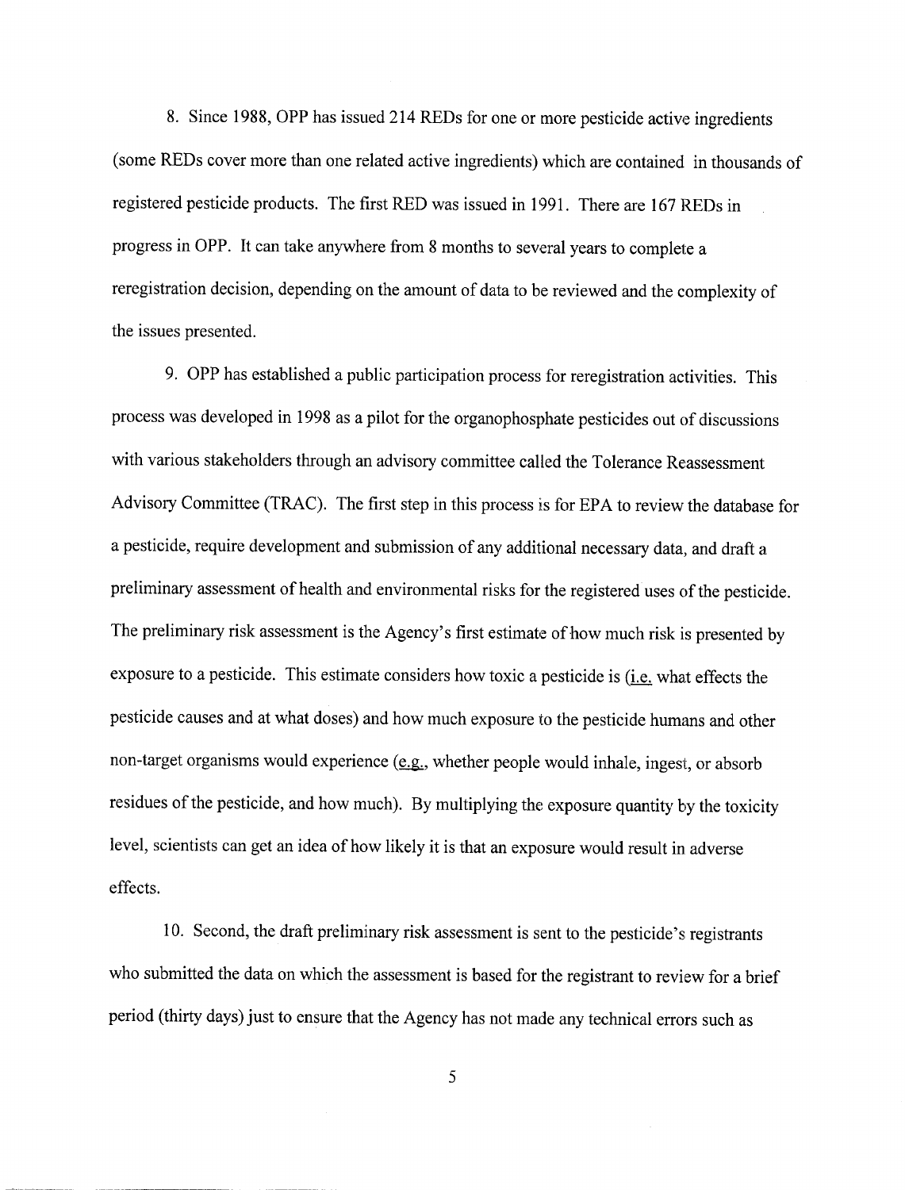8. Since 1988, OPP has issued 214 REDs for one or more pesticide active ingredients (some REDs cover more than one related active ingredients) which are contained in thousands of registered pesticide products. The first RED was issued in 1991. There are 167 REDs in progress in OPP. It can take anywhere from 8 months to several years to complete a reregistration decision, depending on the amount of data to be reviewed and the complexity of the issues presented.

9. OPP has established a public participation process for reregistration activities. This process was developed in 1998 as a pilot for the organophosphate pesticides out of discussions with various stakeholders through an advisory committee called the Tolerance Reassessment Advisory Committee (TRAC). The first step in this process is for EPA to review the database for a pesticide, require development and submission of any additional necessary data, and draft a preliminary assessment of health and environmental risks for the registered uses of the pesticide. The preliminary risk assessment is the Agency's first estimate of how much risk is presented by exposure to a pesticide. This estimate considers how toxic a pesticide is (i.e. what effects the pesticide causes and at what doses) and how much exposure to the pesticide humans and other non-target organisms would experience (e.g., whether people would inhale, ingest, or absorb residues of the pesticide, and how much). By multiplying the exposure quantity by the toxicity level, scientists can get an idea of how likely it is that an exposure would result in adverse effects.

10. Second, the draft preliminary risk assessment is sent to the pesticide's registrants who submitted the data on which the assessment is based for the registrant to review for a brief period (thirty days) just to ensure that the Agency has not made any technical errors such as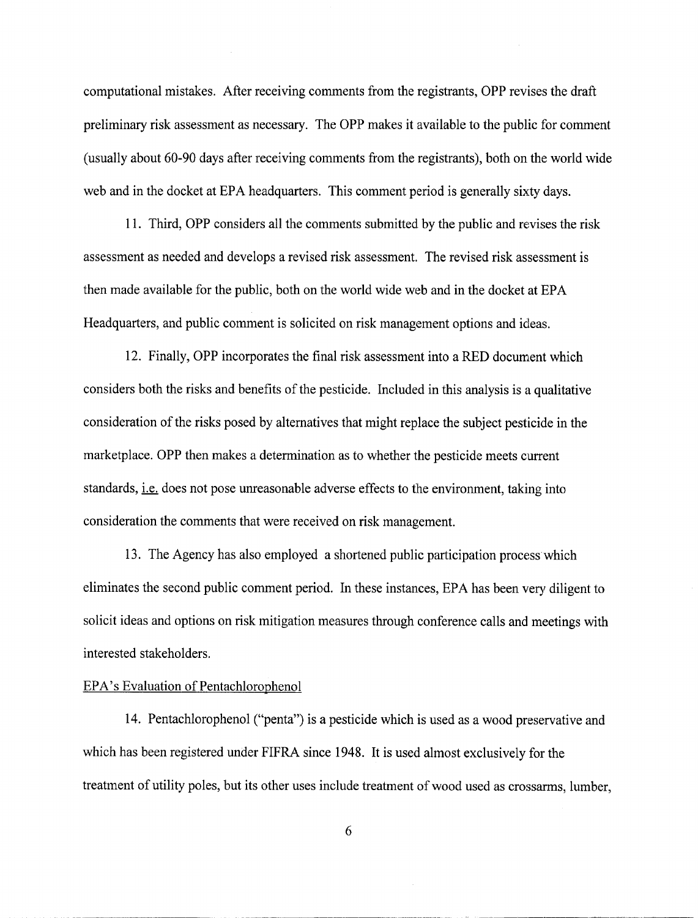computational mistakes. After receiving comments from the registrants, OPP revises the draft preliminary risk assessment as necessary. The OPP makes it available to the public for comment (usually about 60-90 days after receiving comments from the registrants), both on the world wide web and in the docket at EPA headquarters. This comment period is generally sixty days.

11. Third, OPP considers all the comments submitted by the public and revises the risk assessment as needed and develops a revised risk assessment. The revised risk assessment is then made available for the public, both on the world wide web and in the docket at EPA Headquarters, and public comment is solicited on risk management options and ideas.

12. Finally, OPP incorporates the final risk assessment into a RED document which considers both the risks and benefits of the pesticide. Included in this analysis is a qualitative consideration of the risks posed by alternatives that might replace the subject pesticide in the marketplace. OPP then makes a determination as to whether the pesticide meets current standards, i.e. does not pose unreasonable adverse effects to the environment, taking into consideration the comments that were received on risk management.

13. The Agency has also employed a shortened public participation process which eliminates the second public comment period. In these instances, EPA has been very diligent to solicit ideas and options on risk mitigation measures through conference calls and meetings with interested stakeholders.

EPA's Evaluation of Pentachlorophenol

14. Pentachlorophenol ("penta") is a pesticide which is used as a wood preservative and which has been registered under FIFRA since 1948. It is used almost exclusively for the treatment of utility poles, but its other uses include treatment of wood used as crossarms, lumber,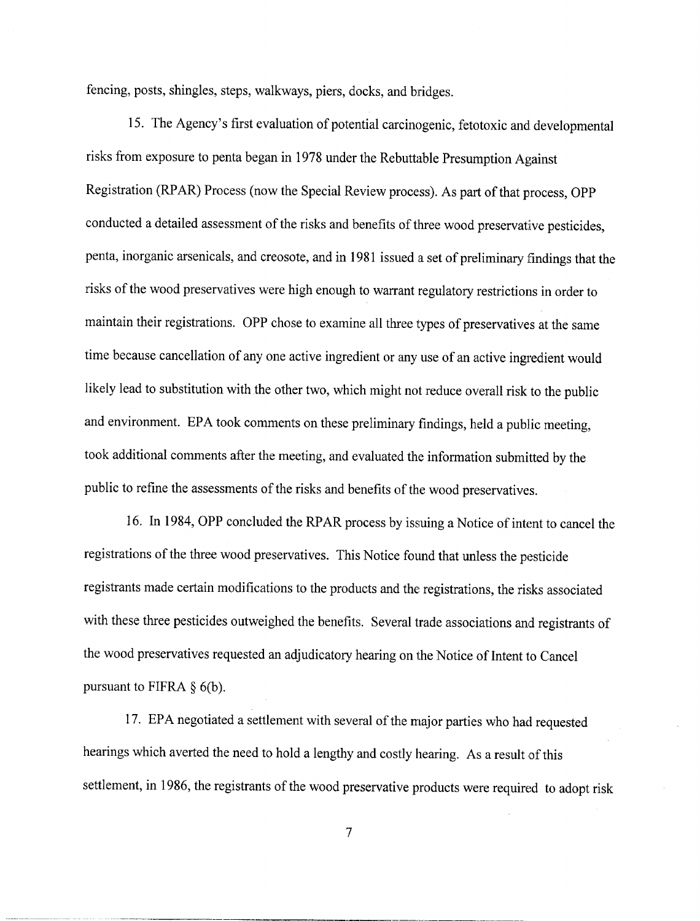fencing, posts, shingles, steps, walkways, piers, docks, and bridges.

15. The Agency's first evaluation of potential carcinogenic, fetotoxic and developmental risks from exposure to penta began in 1978 under the Rebuttable Presumption Against Registration (RPAR) Process (now the Special Review process). As part of that process, OPP conducted a detailed assessment of the risks and benefits of three wood preservative pesticides, penta, inorganic arsenicals, and creosote, and in 1981 issued a set of preliminary findings that the risks of the wood preservatives were high enough to warrant regulatory restrictions in order to maintain their registrations. OPP chose to examine all three types of preservatives at the same time because cancellation of any one active ingredient or any use of an active ingredient would likely lead to substitution with the other two, which might not reduce overall risk to the public and environment. EPA took comments on these preliminary findings, held a public meeting, took additional comments after the meeting, and evaluated the information submitted by the public to refine the assessments of the risks and benefits of the wood preservatives.

16. In 1984, OPP concluded the RPAR process by issuing a Notice of intent to cancel the registrations of the three wood preservatives. This Notice found that unless the pesticide registrants made certain modifications to the products and the registrations, the risks associated with these three pesticides outweighed the benefits. Several trade associations and registrants of the wood preservatives requested an adjudicatory hearing on the Notice of Intent to Cancel pursuant to FIFRA § 6(b).

17. EPA negotiated a settlement with several of the major parties who had requested hearings which averted the need to hold a lengthy and costly hearing. As a result of this settlement, in 1986, the registrants of the wood preservative products were required to adopt risk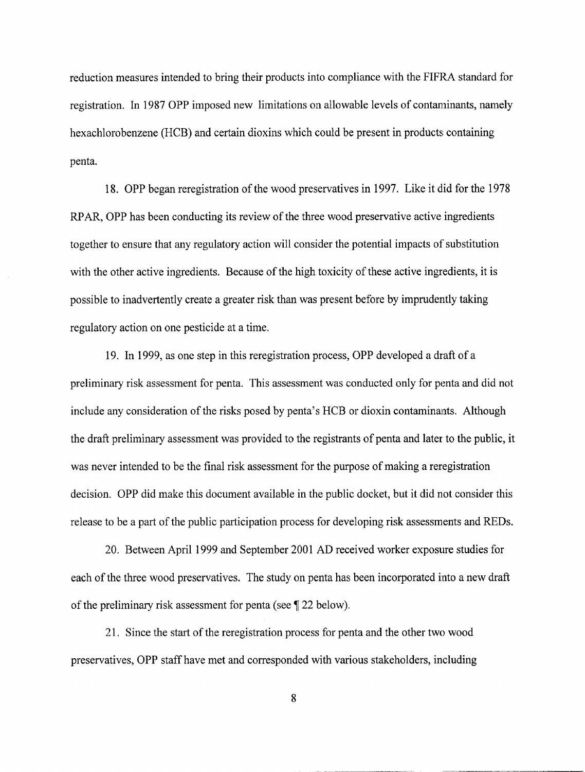reduction measures intended to bring their products into compliance with the FIFRA standard for registration. In 1987 OPP imposed new limitations on allowable levels of contaminants, namely hexachlorobenzene (HCB) and certain dioxins which could be present in products containing penta.

18. OPP began reregistration of the wood preservatives in 1997. Like it did for the 1978 RPAR, OPP has been conducting its review of the three wood preservative active ingredients together to ensure that any regulatory action will consider the potential impacts of substitution with the other active ingredients. Because of the high toxicity of these active ingredients, it is possible to inadvertently create a greater risk than was present before by imprudently taking regulatory action on one pesticide at a time.

19. In 1999, as one step in this reregistration process, OPP developed a draft of a preliminary risk assessment for penta. This assessment was conducted only for penta and did not include any consideration of the risks posed by penta's HCB or dioxin contaminants. Although the draft preliminary assessment was provided to the registrants of penta and later to the public, it was never intended to be the final risk assessment for the purpose of making a reregistration decision. OPP did make this document available in the public docket, but it did not consider this release to be a part of the public participation process for developing risk assessments and REDs.

20. Between April 1999 and September 2001 AD received worker exposure studies for each of the three wood preservatives. The study on penta has been incorporated into a new draft of the preliminary risk assessment for penta (see ¶ 22 below).

21. Since the start of the reregistration process for penta and the other two wood preservatives, OPP staff have met and corresponded with various stakeholders, including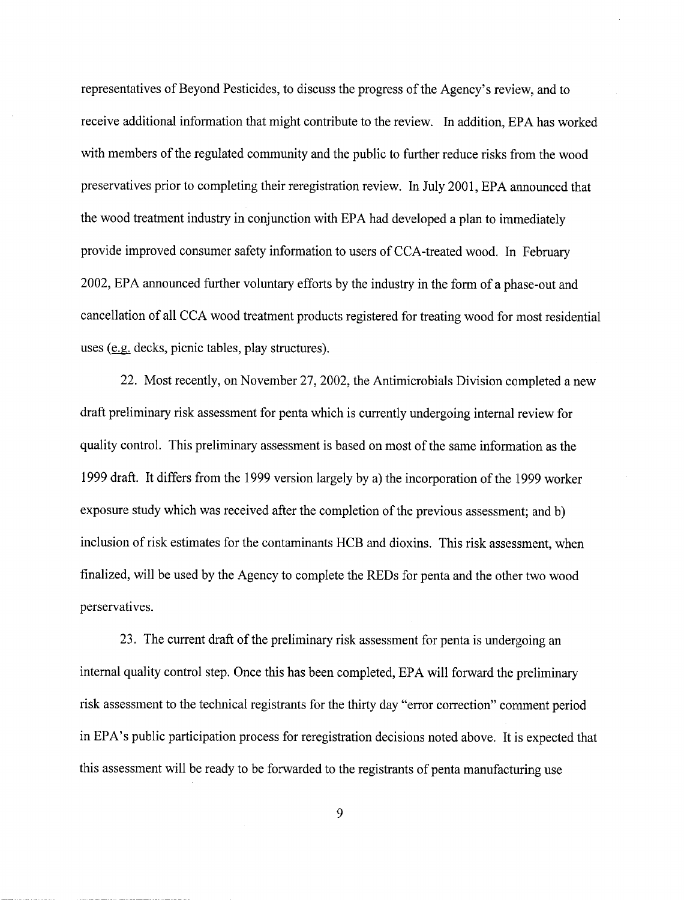representatives of Beyond Pesticides, to discuss the progress of the Agency's review, and to receive additional information that might contribute to the review. In addition, EPA has worked with members of the regulated community and the public to further reduce risks from the wood preservatives prior to completing their reregistration review. In July 2001, EPA announced that the wood treatment industry in conjunction with EPA had developed a plan to immediately provide improved consumer safety information to users of CCA-treated wood. In February 2002, EPA announced further voluntary efforts by the industry in the form of a phase-out and cancellation of all CCA wood treatment products registered for treating wood for most residential uses (e.g. decks, picnic tables, play structures).

22. Most recently, on November 27, 2002, the Antimicrobials Division completed a new draft preliminary risk assessment for penta which is currently undergoing internal review for quality control. This preliminary assessment is based on most of the same information as the 1999 draft. It differs from the 1999 version largely by a) the incorporation of the 1999 worker exposure study which was received after the completion of the previous assessment; and b) inclusion of risk estimates for the contaminants HCB and dioxins. This risk assessment, when finalized, will be used by the Agency to complete the REDs for penta and the other two wood perservatives.

23. The current draft of the preliminary risk assessment for penta is undergoing an internal quality control step. Once this has been completed, EPA will forward the preliminary risk assessment to the technical registrants for the thirty day "error correction" comment period in EPA's public participation process for reregistration decisions noted above. It is expected that this assessment will be ready to be forwarded to the registrants of penta manufacturing use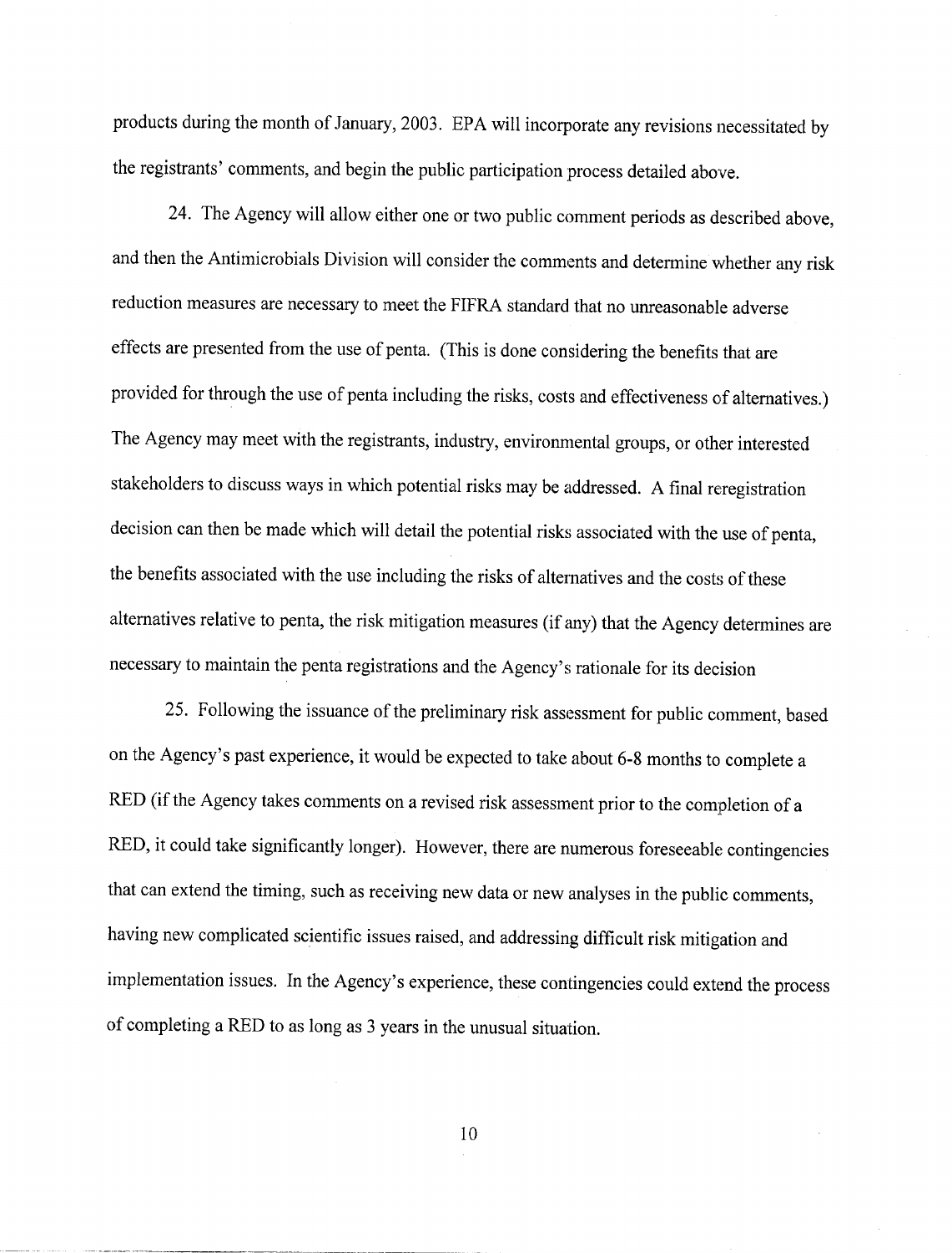products during the month of January, 2003. EPA will incorporate any revisions necessitated by the registrants' comments, and begin the public participation process detailed above.

24. The Agency will allow either one or two public comment periods as described above, and then the Antimicrobials Division will consider the comments and determine whether any risk reduction measures are necessary to meet the FIFRA standard that no unreasonable adverse effects are presented from the use of penta. (This is done considering the benefits that are provided for through the use of penta including the risks, costs and effectiveness of alternatives.) The Agency may meet with the registrants, industry, environmental groups, or other interested stakeholders to discuss ways in which potential risks may be addressed. A final reregistration decision can then be made which will detail the potential risks associated with the use of penta, the benefits associated with the use including the risks of alternatives and the costs of these alternatives relative to penta, the risk mitigation measures (if any) that the Agency determines are necessary to maintain the penta registrations and the Agency's rationale for its decision

25. Following the issuance of the preliminary risk assessment for public comment, based on the Agency's past experience, it would be expected to take about 6-8 months to complete a RED (if the Agency takes comments on a revised risk assessment prior to the completion of a RED, it could take significantly longer). However, there are numerous foreseeable contingencies that can extend the timing, such as receiving new data or new analyses in the public comments, having new complicated scientific issues raised, and addressing difficult risk mitigation and implementation issues. In the Agency's experience, these contingencies could extend the process of completing a RED to as long as 3 years in the unusual situation.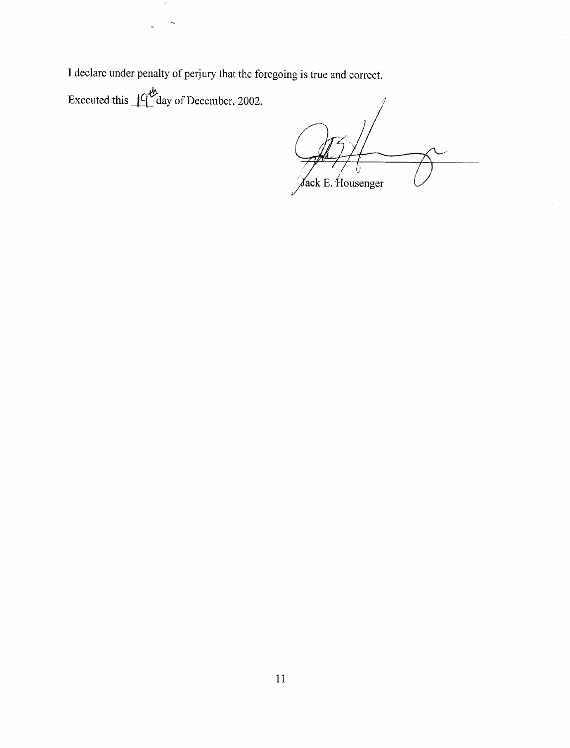I declare under penalty of perjury that the foregoing is true and correct.

Executed this 19th day of December, 2002.

Jack E. Housenger